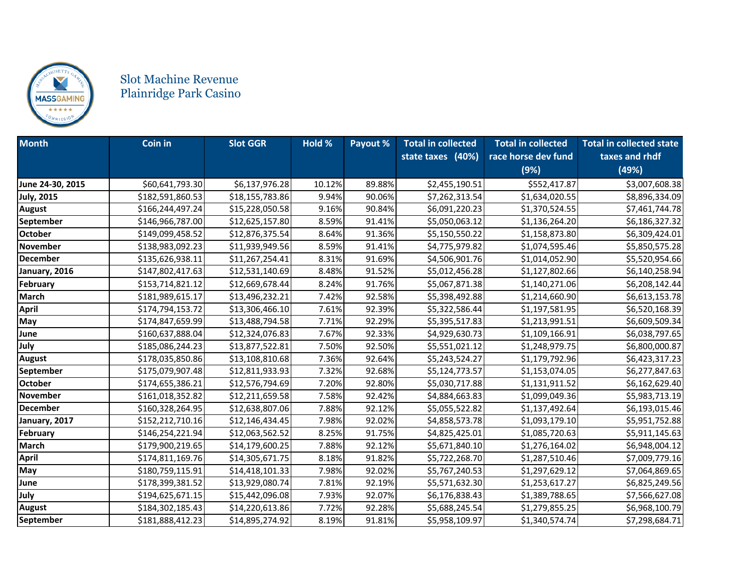# Slot Machine Revenue
## Plainridge Park Casino

| Month | Coin in | Slot GGR | Hold % | Payout % | Total in collected state taxes (40%) | Total in collected race horse dev fund (9%) | Total in collected state taxes and rhdf (49%) |
|---|---|---|---|---|---|---|---|
| **June 24-30, 2015** | $60,641,793.30 | $6,137,976.28 | 10.12% | 89.88% | $2,455,190.51 | $552,417.87 | $3,007,608.38 |
| **July, 2015** | $182,591,860.53 | $18,155,783.86 | 9.94% | 90.06% | $7,262,313.54 | $1,634,020.55 | $8,896,334.09 |
| **August** | $166,244,497.24 | $15,228,050.58 | 9.16% | 90.84% | $6,091,220.23 | $1,370,524.55 | $7,461,744.78 |
| **September** | $146,966,787.00 | $12,625,157.80 | 8.59% | 91.41% | $5,050,063.12 | $1,136,264.20 | $6,186,327.32 |
| **October** | $149,099,458.52 | $12,876,375.54 | 8.64% | 91.36% | $5,150,550.22 | $1,158,873.80 | $6,309,424.01 |
| **November** | $138,983,092.23 | $11,939,949.56 | 8.59% | 91.41% | $4,775,979.82 | $1,074,595.46 | $5,850,575.28 |
| **December** | $135,626,938.11 | $11,267,254.41 | 8.31% | 91.69% | $4,506,901.76 | $1,014,052.90 | $5,520,954.66 |
| **January, 2016** | $147,802,417.63 | $12,531,140.69 | 8.48% | 91.52% | $5,012,456.28 | $1,127,802.66 | $6,140,258.94 |
| **February** | $153,714,821.12 | $12,669,678.44 | 8.24% | 91.76% | $5,067,871.38 | $1,140,271.06 | $6,208,142.44 |
| **March** | $181,989,615.17 | $13,496,232.21 | 7.42% | 92.58% | $5,398,492.88 | $1,214,660.90 | $6,613,153.78 |
| **April** | $174,794,153.72 | $13,306,466.10 | 7.61% | 92.39% | $5,322,586.44 | $1,197,581.95 | $6,520,168.39 |
| **May** | $174,847,659.99 | $13,488,794.58 | 7.71% | 92.29% | $5,395,517.83 | $1,213,991.51 | $6,609,509.34 |
| **June** | $160,637,888.04 | $12,324,076.83 | 7.67% | 92.33% | $4,929,630.73 | $1,109,166.91 | $6,038,797.65 |
| **July** | $185,086,244.23 | $13,877,522.81 | 7.50% | 92.50% | $5,551,021.12 | $1,248,979.75 | $6,800,000.87 |
| **August** | $178,035,850.86 | $13,108,810.68 | 7.36% | 92.64% | $5,243,524.27 | $1,179,792.96 | $6,423,317.23 |
| **September** | $175,079,907.48 | $12,811,933.93 | 7.32% | 92.68% | $5,124,773.57 | $1,153,074.05 | $6,277,847.63 |
| **October** | $174,655,386.21 | $12,576,794.69 | 7.20% | 92.80% | $5,030,717.88 | $1,131,911.52 | $6,162,629.40 |
| **November** | $161,018,352.82 | $12,211,659.58 | 7.58% | 92.42% | $4,884,663.83 | $1,099,049.36 | $5,983,713.19 |
| **December** | $160,328,264.95 | $12,638,807.06 | 7.88% | 92.12% | $5,055,522.82 | $1,137,492.64 | $6,193,015.46 |
| **January, 2017** | $152,212,710.16 | $12,146,434.45 | 7.98% | 92.02% | $4,858,573.78 | $1,093,179.10 | $5,951,752.88 |
| **February** | $146,254,221.94 | $12,063,562.52 | 8.25% | 91.75% | $4,825,425.01 | $1,085,720.63 | $5,911,145.63 |
| **March** | $179,900,219.65 | $14,179,600.25 | 7.88% | 92.12% | $5,671,840.10 | $1,276,164.02 | $6,948,004.12 |
| **April** | $174,811,169.76 | $14,305,671.75 | 8.18% | 91.82% | $5,722,268.70 | $1,287,510.46 | $7,009,779.16 |
| **May** | $180,759,115.91 | $14,418,101.33 | 7.98% | 92.02% | $5,767,240.53 | $1,297,629.12 | $7,064,869.65 |
| **June** | $178,399,381.52 | $13,929,080.74 | 7.81% | 92.19% | $5,571,632.30 | $1,253,617.27 | $6,825,249.56 |
| **July** | $194,625,671.15 | $15,442,096.08 | 7.93% | 92.07% | $6,176,838.43 | $1,389,788.65 | $7,566,627.08 |
| **August** | $184,302,185.43 | $14,220,613.86 | 7.72% | 92.28% | $5,688,245.54 | $1,279,855.25 | $6,968,100.79 |
| **September** | $181,888,412.23 | $14,895,274.92 | 8.19% | 91.81% | $5,958,109.97 | $1,340,574.74 | $7,298,684.71 |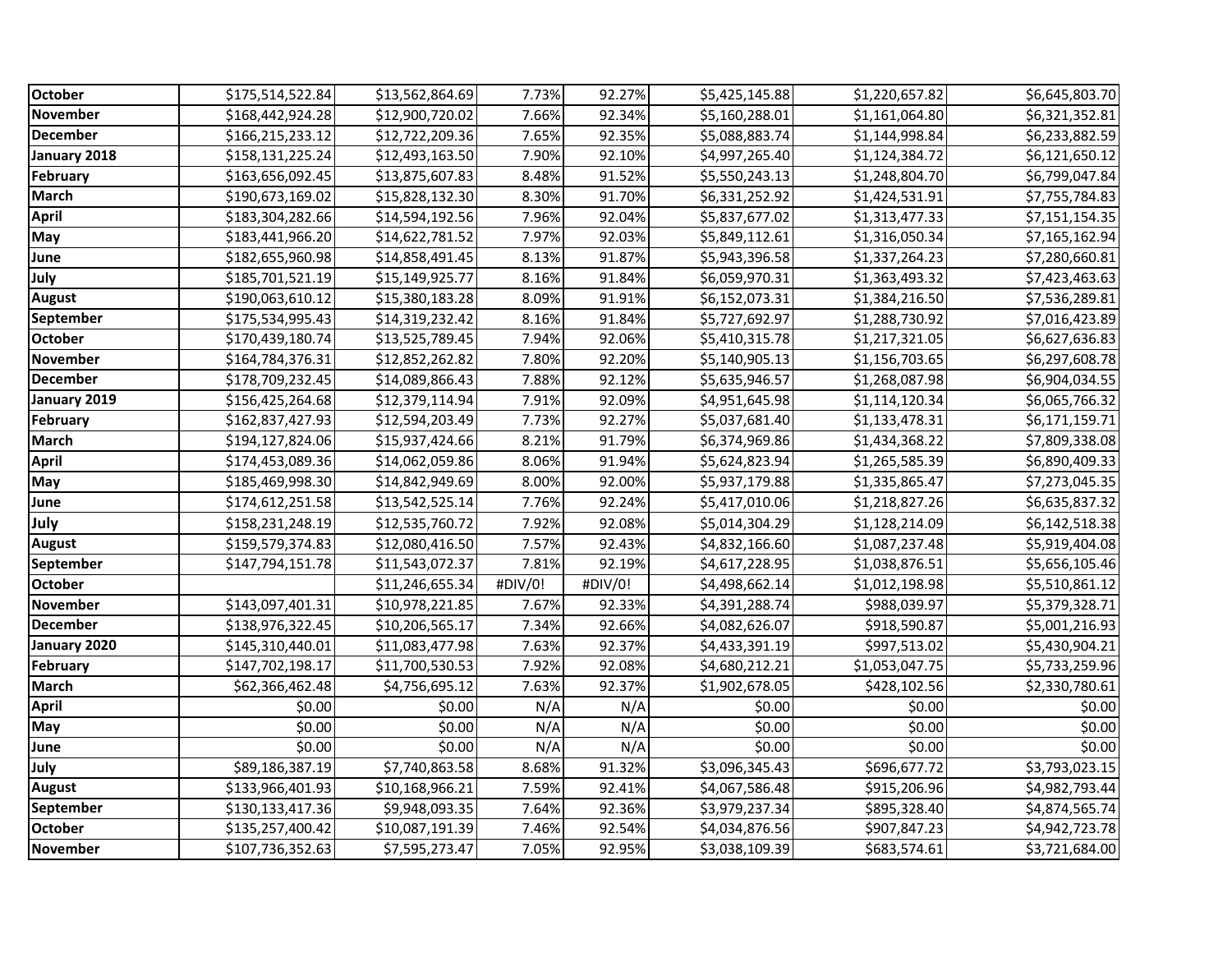| | | | | | | | |
|---|---|---|---|---|---|---|---|
| **October** | $175,514,522.84 | $13,562,864.69 | 7.73% | 92.27% | $5,425,145.88 | $1,220,657.82 | $6,645,803.70 |
| **November** | $168,442,924.28 | $12,900,720.02 | 7.66% | 92.34% | $5,160,288.01 | $1,161,064.80 | $6,321,352.81 |
| **December** | $166,215,233.12 | $12,722,209.36 | 7.65% | 92.35% | $5,088,883.74 | $1,144,998.84 | $6,233,882.59 |
| **January 2018** | $158,131,225.24 | $12,493,163.50 | 7.90% | 92.10% | $4,997,265.40 | $1,124,384.72 | $6,121,650.12 |
| **February** | $163,656,092.45 | $13,875,607.83 | 8.48% | 91.52% | $5,550,243.13 | $1,248,804.70 | $6,799,047.84 |
| **March** | $190,673,169.02 | $15,828,132.30 | 8.30% | 91.70% | $6,331,252.92 | $1,424,531.91 | $7,755,784.83 |
| **April** | $183,304,282.66 | $14,594,192.56 | 7.96% | 92.04% | $5,837,677.02 | $1,313,477.33 | $7,151,154.35 |
| **May** | $183,441,966.20 | $14,622,781.52 | 7.97% | 92.03% | $5,849,112.61 | $1,316,050.34 | $7,165,162.94 |
| **June** | $182,655,960.98 | $14,858,491.45 | 8.13% | 91.87% | $5,943,396.58 | $1,337,264.23 | $7,280,660.81 |
| **July** | $185,701,521.19 | $15,149,925.77 | 8.16% | 91.84% | $6,059,970.31 | $1,363,493.32 | $7,423,463.63 |
| **August** | $190,063,610.12 | $15,380,183.28 | 8.09% | 91.91% | $6,152,073.31 | $1,384,216.50 | $7,536,289.81 |
| **September** | $175,534,995.43 | $14,319,232.42 | 8.16% | 91.84% | $5,727,692.97 | $1,288,730.92 | $7,016,423.89 |
| **October** | $170,439,180.74 | $13,525,789.45 | 7.94% | 92.06% | $5,410,315.78 | $1,217,321.05 | $6,627,636.83 |
| **November** | $164,784,376.31 | $12,852,262.82 | 7.80% | 92.20% | $5,140,905.13 | $1,156,703.65 | $6,297,608.78 |
| **December** | $178,709,232.45 | $14,089,866.43 | 7.88% | 92.12% | $5,635,946.57 | $1,268,087.98 | $6,904,034.55 |
| **January 2019** | $156,425,264.68 | $12,379,114.94 | 7.91% | 92.09% | $4,951,645.98 | $1,114,120.34 | $6,065,766.32 |
| **February** | $162,837,427.93 | $12,594,203.49 | 7.73% | 92.27% | $5,037,681.40 | $1,133,478.31 | $6,171,159.71 |
| **March** | $194,127,824.06 | $15,937,424.66 | 8.21% | 91.79% | $6,374,969.86 | $1,434,368.22 | $7,809,338.08 |
| **April** | $174,453,089.36 | $14,062,059.86 | 8.06% | 91.94% | $5,624,823.94 | $1,265,585.39 | $6,890,409.33 |
| **May** | $185,469,998.30 | $14,842,949.69 | 8.00% | 92.00% | $5,937,179.88 | $1,335,865.47 | $7,273,045.35 |
| **June** | $174,612,251.58 | $13,542,525.14 | 7.76% | 92.24% | $5,417,010.06 | $1,218,827.26 | $6,635,837.32 |
| **July** | $158,231,248.19 | $12,535,760.72 | 7.92% | 92.08% | $5,014,304.29 | $1,128,214.09 | $6,142,518.38 |
| **August** | $159,579,374.83 | $12,080,416.50 | 7.57% | 92.43% | $4,832,166.60 | $1,087,237.48 | $5,919,404.08 |
| **September** | $147,794,151.78 | $11,543,072.37 | 7.81% | 92.19% | $4,617,228.95 | $1,038,876.51 | $5,656,105.46 |
| **October** | | $11,246,655.34 | #DIV/0! | #DIV/0! | $4,498,662.14 | $1,012,198.98 | $5,510,861.12 |
| **November** | $143,097,401.31 | $10,978,221.85 | 7.67% | 92.33% | $4,391,288.74 | $988,039.97 | $5,379,328.71 |
| **December** | $138,976,322.45 | $10,206,565.17 | 7.34% | 92.66% | $4,082,626.07 | $918,590.87 | $5,001,216.93 |
| **January 2020** | $145,310,440.01 | $11,083,477.98 | 7.63% | 92.37% | $4,433,391.19 | $997,513.02 | $5,430,904.21 |
| **February** | $147,702,198.17 | $11,700,530.53 | 7.92% | 92.08% | $4,680,212.21 | $1,053,047.75 | $5,733,259.96 |
| **March** | $62,366,462.48 | $4,756,695.12 | 7.63% | 92.37% | $1,902,678.05 | $428,102.56 | $2,330,780.61 |
| **April** | $0.00 | $0.00 | N/A | N/A | $0.00 | $0.00 | $0.00 |
| **May** | $0.00 | $0.00 | N/A | N/A | $0.00 | $0.00 | $0.00 |
| **June** | $0.00 | $0.00 | N/A | N/A | $0.00 | $0.00 | $0.00 |
| **July** | $89,186,387.19 | $7,740,863.58 | 8.68% | 91.32% | $3,096,345.43 | $696,677.72 | $3,793,023.15 |
| **August** | $133,966,401.93 | $10,168,966.21 | 7.59% | 92.41% | $4,067,586.48 | $915,206.96 | $4,982,793.44 |
| **September** | $130,133,417.36 | $9,948,093.35 | 7.64% | 92.36% | $3,979,237.34 | $895,328.40 | $4,874,565.74 |
| **October** | $135,257,400.42 | $10,087,191.39 | 7.46% | 92.54% | $4,034,876.56 | $907,847.23 | $4,942,723.78 |
| **November** | $107,736,352.63 | $7,595,273.47 | 7.05% | 92.95% | $3,038,109.39 | $683,574.61 | $3,721,684.00 |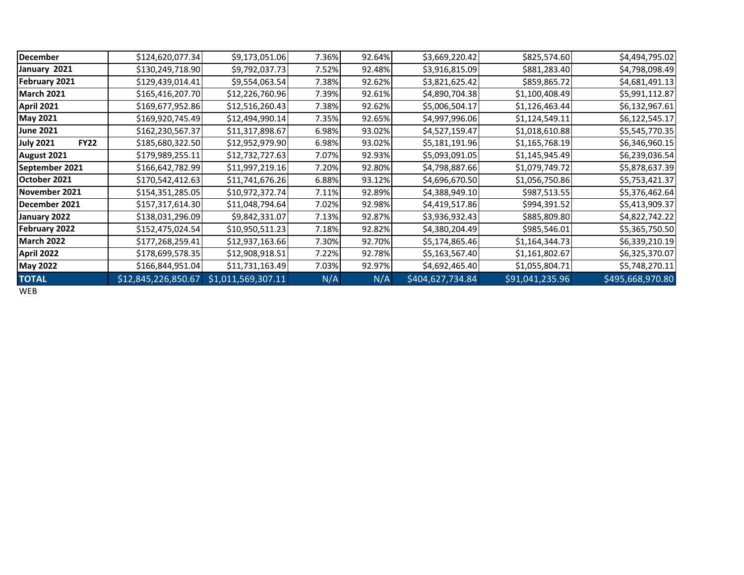| | | | | | | | |
|---|---|---|---|---|---|---|---|
| **December** | $124,620,077.34 | $9,173,051.06 | 7.36% | 92.64% | $3,669,220.42 | $825,574.60 | $4,494,795.02 |
| **January 2021** | $130,249,718.90 | $9,792,037.73 | 7.52% | 92.48% | $3,916,815.09 | $881,283.40 | $4,798,098.49 |
| **February 2021** | $129,439,014.41 | $9,554,063.54 | 7.38% | 92.62% | $3,821,625.42 | $859,865.72 | $4,681,491.13 |
| **March 2021** | $165,416,207.70 | $12,226,760.96 | 7.39% | 92.61% | $4,890,704.38 | $1,100,408.49 | $5,991,112.87 |
| **April 2021** | $169,677,952.86 | $12,516,260.43 | 7.38% | 92.62% | $5,006,504.17 | $1,126,463.44 | $6,132,967.61 |
| **May 2021** | $169,920,745.49 | $12,494,990.14 | 7.35% | 92.65% | $4,997,996.06 | $1,124,549.11 | $6,122,545.17 |
| **June 2021** | $162,230,567.37 | $11,317,898.67 | 6.98% | 93.02% | $4,527,159.47 | $1,018,610.88 | $5,545,770.35 |
| **July 2021 FY22** | $185,680,322.50 | $12,952,979.90 | 6.98% | 93.02% | $5,181,191.96 | $1,165,768.19 | $6,346,960.15 |
| **August 2021** | $179,989,255.11 | $12,732,727.63 | 7.07% | 92.93% | $5,093,091.05 | $1,145,945.49 | $6,239,036.54 |
| **September 2021** | $166,642,782.99 | $11,997,219.16 | 7.20% | 92.80% | $4,798,887.66 | $1,079,749.72 | $5,878,637.39 |
| **October 2021** | $170,542,412.63 | $11,741,676.26 | 6.88% | 93.12% | $4,696,670.50 | $1,056,750.86 | $5,753,421.37 |
| **November 2021** | $154,351,285.05 | $10,972,372.74 | 7.11% | 92.89% | $4,388,949.10 | $987,513.55 | $5,376,462.64 |
| **December 2021** | $157,317,614.30 | $11,048,794.64 | 7.02% | 92.98% | $4,419,517.86 | $994,391.52 | $5,413,909.37 |
| **January 2022** | $138,031,296.09 | $9,842,331.07 | 7.13% | 92.87% | $3,936,932.43 | $885,809.80 | $4,822,742.22 |
| **February 2022** | $152,475,024.54 | $10,950,511.23 | 7.18% | 92.82% | $4,380,204.49 | $985,546.01 | $5,365,750.50 |
| **March 2022** | $177,268,259.41 | $12,937,163.66 | 7.30% | 92.70% | $5,174,865.46 | $1,164,344.73 | $6,339,210.19 |
| **April 2022** | $178,699,578.35 | $12,908,918.51 | 7.22% | 92.78% | $5,163,567.40 | $1,161,802.67 | $6,325,370.07 |
| **May 2022** | $166,844,951.04 | $11,731,163.49 | 7.03% | 92.97% | $4,692,465.40 | $1,055,804.71 | $5,748,270.11 |
| **TOTAL** | $12,845,226,850.67 | $1,011,569,307.11 | N/A | N/A | $404,627,734.84 | $91,041,235.96 | $495,668,970.80 |

WEB